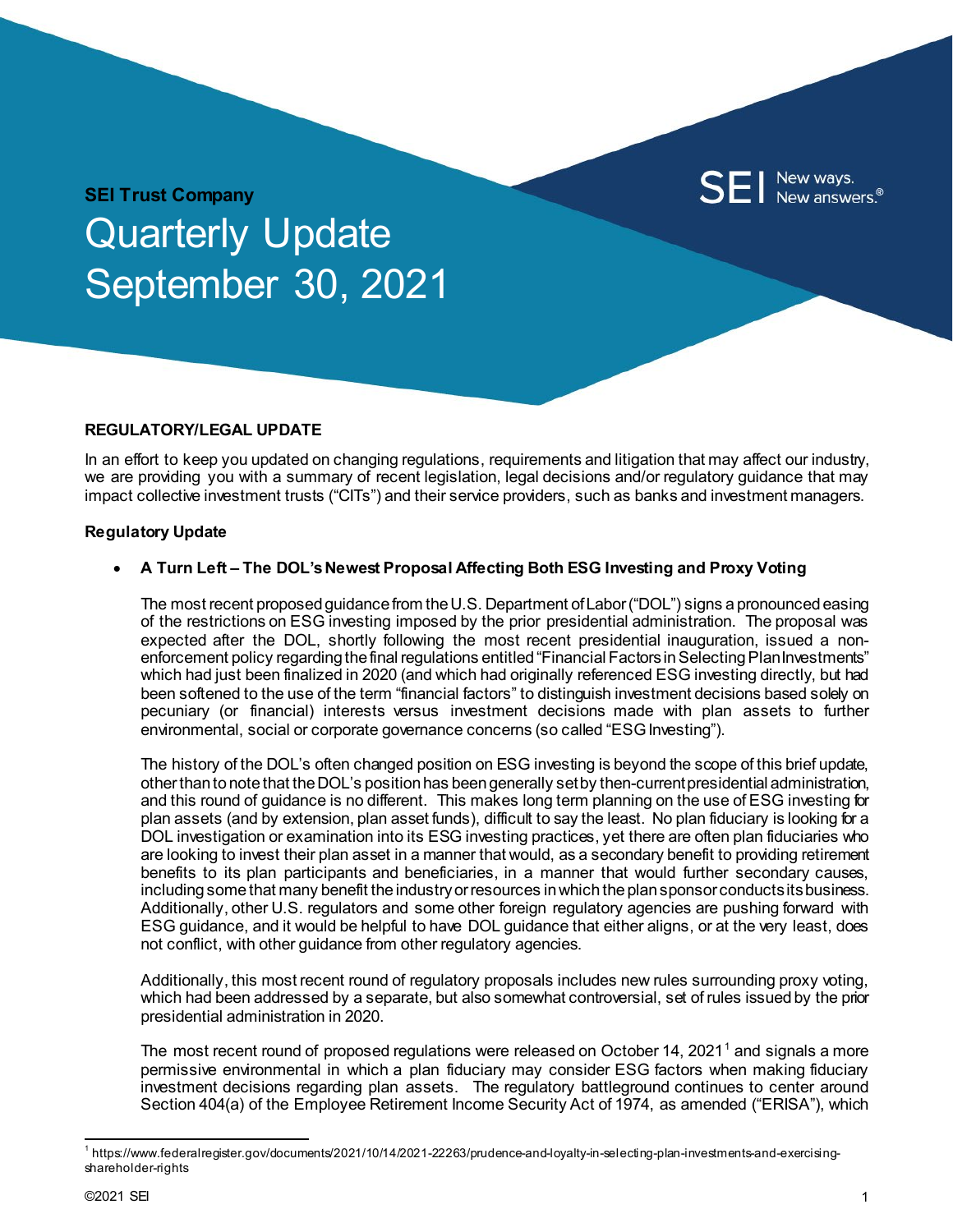**SEI Trust Company**

# Quarterly Update September 30, 2021

SEI New ways. New answers.®

## REGULATORY/LEGAL UPDATE

In an effort to keep you updated on changing regulations, requirements and litigation that may affect our industry, we are providing you with a summary of recent legislation, legal decisions and/or regulatory guidance that may impact collective investment trusts ("CITs") and their service providers, such as banks and investment managers.

### Regulatory Update

- **A Turn Left – The DOL's Newest Proposal Affecting Both ESG Investing and Proxy Voting**

  The most recent proposed guidance from the U.S. Department of Labor ("DOL") signs a pronounced easing of the restrictions on ESG investing imposed by the prior presidential administration. The proposal was expected after the DOL, shortly following the most recent presidential inauguration, issued a non-enforcement policy regarding the final regulations entitled "Financial Factors in Selecting Plan Investments" which had just been finalized in 2020 (and which had originally referenced ESG investing directly, but had been softened to the use of the term "financial factors" to distinguish investment decisions based solely on pecuniary (or financial) interests versus investment decisions made with plan assets to further environmental, social or corporate governance concerns (so called "ESG Investing").

  The history of the DOL's often changed position on ESG investing is beyond the scope of this brief update, other than to note that the DOL's position has been generally set by then-current presidential administration, and this round of guidance is no different. This makes long term planning on the use of ESG investing for plan assets (and by extension, plan asset funds), difficult to say the least. No plan fiduciary is looking for a DOL investigation or examination into its ESG investing practices, yet there are often plan fiduciaries who are looking to invest their plan asset in a manner that would, as a secondary benefit to providing retirement benefits to its plan participants and beneficiaries, in a manner that would further secondary causes, including some that many benefit the industry or resources in which the plan sponsor conducts its business. Additionally, other U.S. regulators and some other foreign regulatory agencies are pushing forward with ESG guidance, and it would be helpful to have DOL guidance that either aligns, or at the very least, does not conflict, with other guidance from other regulatory agencies.

  Additionally, this most recent round of regulatory proposals includes new rules surrounding proxy voting, which had been addressed by a separate, but also somewhat controversial, set of rules issued by the prior presidential administration in 2020.

  The most recent round of proposed regulations were released on October 14, 2021[1] and signals a more permissive environmental in which a plan fiduciary may consider ESG factors when making fiduciary investment decisions regarding plan assets. The regulatory battleground continues to center around Section 404(a) of the Employee Retirement Income Security Act of 1974, as amended ("ERISA"), which

---

[1] https://www.federalregister.gov/documents/2021/10/14/2021-22263/prudence-and-loyalty-in-selecting-plan-investments-and-exercising-shareholder-rights

©2021 SEI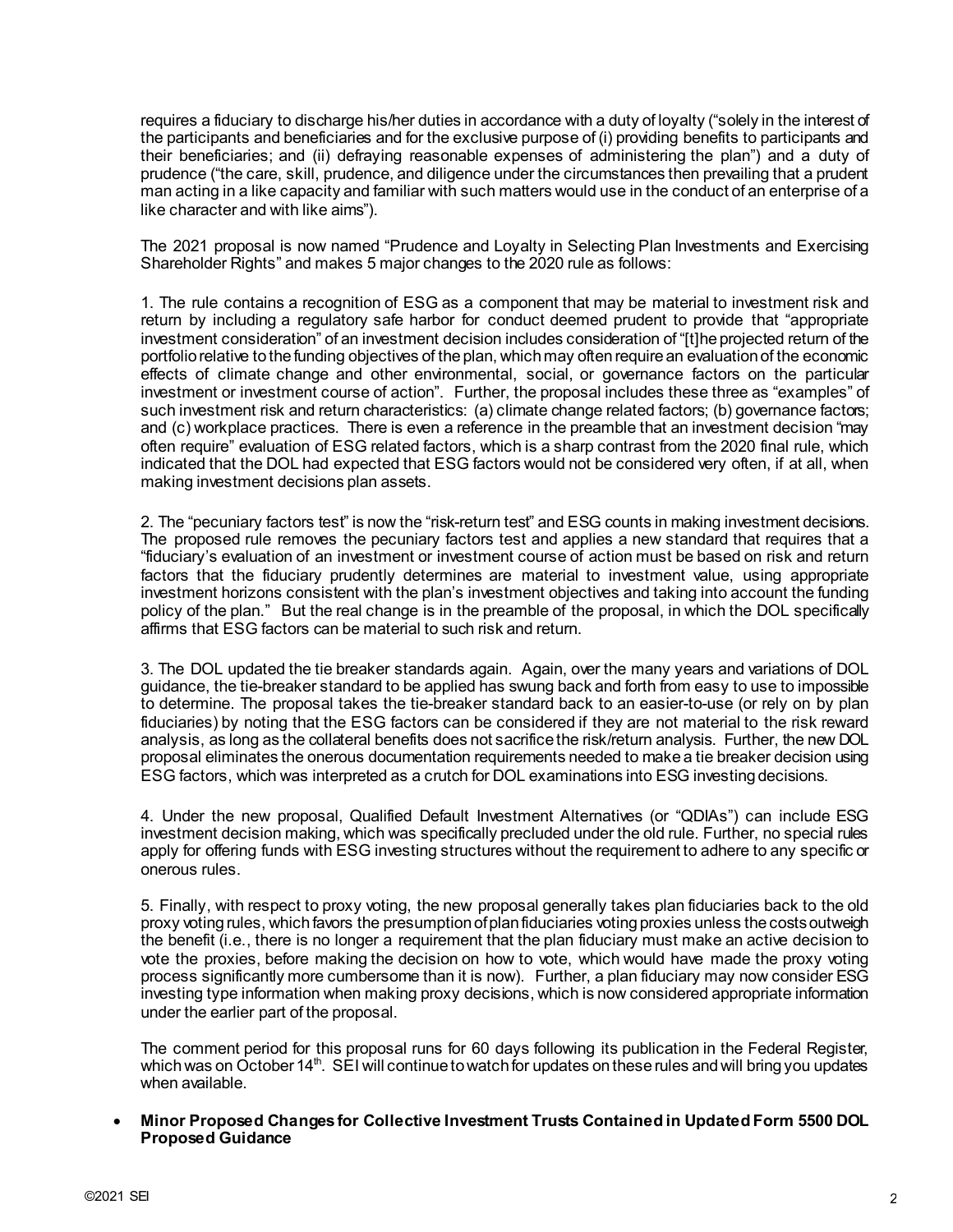requires a fiduciary to discharge his/her duties in accordance with a duty of loyalty ("solely in the interest of the participants and beneficiaries and for the exclusive purpose of (i) providing benefits to participants and their beneficiaries; and (ii) defraying reasonable expenses of administering the plan") and a duty of prudence ("the care, skill, prudence, and diligence under the circumstances then prevailing that a prudent man acting in a like capacity and familiar with such matters would use in the conduct of an enterprise of a like character and with like aims").

The 2021 proposal is now named "Prudence and Loyalty in Selecting Plan Investments and Exercising Shareholder Rights" and makes 5 major changes to the 2020 rule as follows:

1. The rule contains a recognition of ESG as a component that may be material to investment risk and return by including a regulatory safe harbor for conduct deemed prudent to provide that "appropriate investment consideration" of an investment decision includes consideration of "[t]he projected return of the portfolio relative to the funding objectives of the plan, which may often require an evaluation of the economic effects of climate change and other environmental, social, or governance factors on the particular investment or investment course of action". Further, the proposal includes these three as "examples" of such investment risk and return characteristics: (a) climate change related factors; (b) governance factors; and (c) workplace practices. There is even a reference in the preamble that an investment decision "may often require" evaluation of ESG related factors, which is a sharp contrast from the 2020 final rule, which indicated that the DOL had expected that ESG factors would not be considered very often, if at all, when making investment decisions plan assets.

2. The "pecuniary factors test" is now the "risk-return test" and ESG counts in making investment decisions. The proposed rule removes the pecuniary factors test and applies a new standard that requires that a "fiduciary's evaluation of an investment or investment course of action must be based on risk and return factors that the fiduciary prudently determines are material to investment value, using appropriate investment horizons consistent with the plan's investment objectives and taking into account the funding policy of the plan." But the real change is in the preamble of the proposal, in which the DOL specifically affirms that ESG factors can be material to such risk and return.

3. The DOL updated the tie breaker standards again. Again, over the many years and variations of DOL guidance, the tie-breaker standard to be applied has swung back and forth from easy to use to impossible to determine. The proposal takes the tie-breaker standard back to an easier-to-use (or rely on by plan fiduciaries) by noting that the ESG factors can be considered if they are not material to the risk reward analysis, as long as the collateral benefits does not sacrifice the risk/return analysis. Further, the new DOL proposal eliminates the onerous documentation requirements needed to make a tie breaker decision using ESG factors, which was interpreted as a crutch for DOL examinations into ESG investing decisions.

4. Under the new proposal, Qualified Default Investment Alternatives (or "QDIAs") can include ESG investment decision making, which was specifically precluded under the old rule. Further, no special rules apply for offering funds with ESG investing structures without the requirement to adhere to any specific or onerous rules.

5. Finally, with respect to proxy voting, the new proposal generally takes plan fiduciaries back to the old proxy voting rules, which favors the presumption of plan fiduciaries voting proxies unless the costs outweigh the benefit (i.e., there is no longer a requirement that the plan fiduciary must make an active decision to vote the proxies, before making the decision on how to vote, which would have made the proxy voting process significantly more cumbersome than it is now). Further, a plan fiduciary may now consider ESG investing type information when making proxy decisions, which is now considered appropriate information under the earlier part of the proposal.

The comment period for this proposal runs for 60 days following its publication in the Federal Register, which was on October 14th. SEI will continue to watch for updates on these rules and will bring you updates when available.

- **Minor Proposed Changes for Collective Investment Trusts Contained in Updated Form 5500 DOL Proposed Guidance**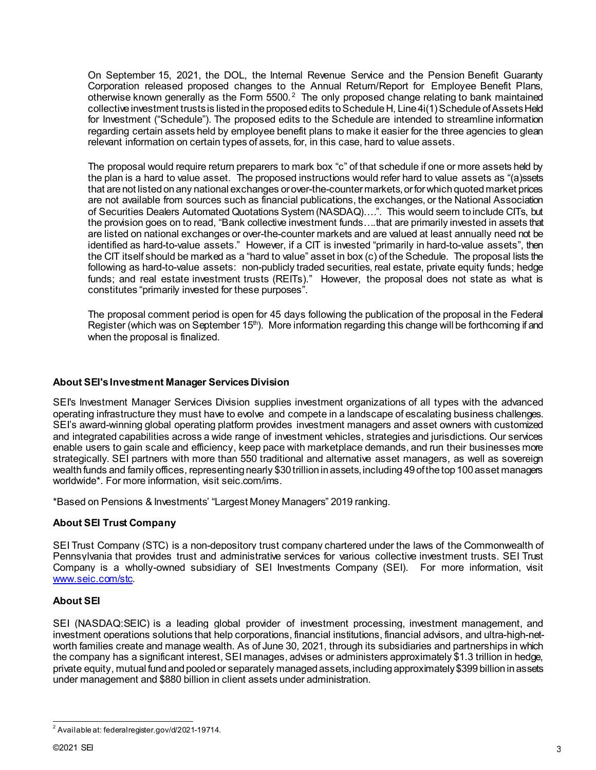On September 15, 2021, the DOL, the Internal Revenue Service and the Pension Benefit Guaranty Corporation released proposed changes to the Annual Return/Report for Employee Benefit Plans, otherwise known generally as the Form 5500.[2] The only proposed change relating to bank maintained collective investment trusts is listed in the proposed edits to Schedule H, Line 4i(1) Schedule of Assets Held for Investment ("Schedule"). The proposed edits to the Schedule are intended to streamline information regarding certain assets held by employee benefit plans to make it easier for the three agencies to glean relevant information on certain types of assets, for, in this case, hard to value assets.

The proposal would require return preparers to mark box "c" of that schedule if one or more assets held by the plan is a hard to value asset. The proposed instructions would refer hard to value assets as "(a)ssets that are not listed on any national exchanges or over-the-counter markets, or for which quoted market prices are not available from sources such as financial publications, the exchanges, or the National Association of Securities Dealers Automated Quotations System (NASDAQ)….". This would seem to include CITs, but the provision goes on to read, "Bank collective investment funds….that are primarily invested in assets that are listed on national exchanges or over-the-counter markets and are valued at least annually need not be identified as hard-to-value assets." However, if a CIT is invested "primarily in hard-to-value assets", then the CIT itself should be marked as a "hard to value" asset in box (c) of the Schedule. The proposal lists the following as hard-to-value assets: non-publicly traded securities, real estate, private equity funds; hedge funds; and real estate investment trusts (REITs)." However, the proposal does not state as what is constitutes "primarily invested for these purposes".

The proposal comment period is open for 45 days following the publication of the proposal in the Federal Register (which was on September 15th). More information regarding this change will be forthcoming if and when the proposal is finalized.

### About SEI's Investment Manager Services Division

SEI's Investment Manager Services Division supplies investment organizations of all types with the advanced operating infrastructure they must have to evolve and compete in a landscape of escalating business challenges. SEI's award-winning global operating platform provides investment managers and asset owners with customized and integrated capabilities across a wide range of investment vehicles, strategies and jurisdictions. Our services enable users to gain scale and efficiency, keep pace with marketplace demands, and run their businesses more strategically. SEI partners with more than 550 traditional and alternative asset managers, as well as sovereign wealth funds and family offices, representing nearly $30 trillion in assets, including 49 of the top 100 asset managers worldwide*. For more information, visit seic.com/ims.

*Based on Pensions & Investments' "Largest Money Managers" 2019 ranking.

### About SEI Trust Company

SEI Trust Company (STC) is a non-depository trust company chartered under the laws of the Commonwealth of Pennsylvania that provides trust and administrative services for various collective investment trusts. SEI Trust Company is a wholly-owned subsidiary of SEI Investments Company (SEI). For more information, visit www.seic.com/stc.

### About SEI

SEI (NASDAQ:SEIC) is a leading global provider of investment processing, investment management, and investment operations solutions that help corporations, financial institutions, financial advisors, and ultra-high-net-worth families create and manage wealth. As of June 30, 2021, through its subsidiaries and partnerships in which the company has a significant interest, SEI manages, advises or administers approximately $1.3 trillion in hedge, private equity, mutual fund and pooled or separately managed assets, including approximately $399 billion in assets under management and $880 billion in client assets under administration.

[2] Available at: federalregister.gov/d/2021-19714.

©2021 SEI